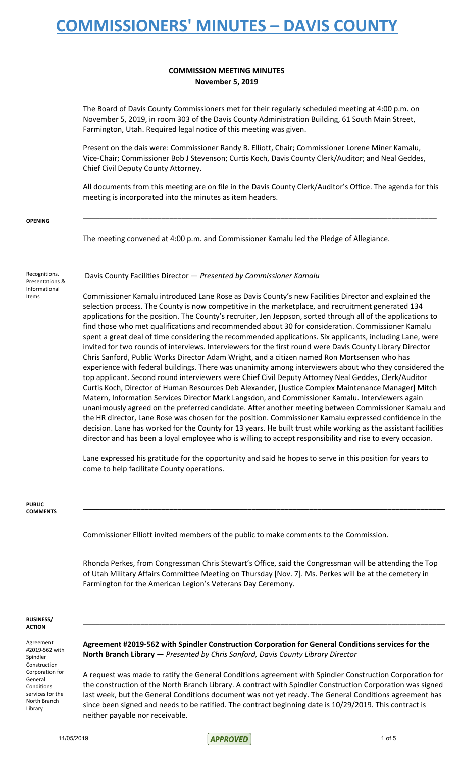# COMMISSIONERS' MINUTES – DAVIS COUNTY

## COMMISSION MEETING MINUTES
**November 5, 2019**

The Board of Davis County Commissioners met for their regularly scheduled meeting at 4:00 p.m. on November 5, 2019, in room 303 of the Davis County Administration Building, 61 South Main Street, Farmington, Utah. Required legal notice of this meeting was given.

Present on the dais were: Commissioner Randy B. Elliott, Chair; Commissioner Lorene Miner Kamalu, Vice-Chair; Commissioner Bob J Stevenson; Curtis Koch, Davis County Clerk/Auditor; and Neal Geddes, Chief Civil Deputy County Attorney.

All documents from this meeting are on file in the Davis County Clerk/Auditor's Office. The agenda for this meeting is incorporated into the minutes as item headers.

**OPENING**

The meeting convened at 4:00 p.m. and Commissioner Kamalu led the Pledge of Allegiance.

Recognitions, Presentations & Informational Items

Davis County Facilities Director — *Presented by Commissioner Kamalu*

Commissioner Kamalu introduced Lane Rose as Davis County's new Facilities Director and explained the selection process. The County is now competitive in the marketplace, and recruitment generated 134 applications for the position. The County's recruiter, Jen Jeppson, sorted through all of the applications to find those who met qualifications and recommended about 30 for consideration. Commissioner Kamalu spent a great deal of time considering the recommended applications. Six applicants, including Lane, were invited for two rounds of interviews. Interviewers for the first round were Davis County Library Director Chris Sanford, Public Works Director Adam Wright, and a citizen named Ron Mortsensen who has experience with federal buildings. There was unanimity among interviewers about who they considered the top applicant. Second round interviewers were Chief Civil Deputy Attorney Neal Geddes, Clerk/Auditor Curtis Koch, Director of Human Resources Deb Alexander, [Justice Complex Maintenance Manager] Mitch Matern, Information Services Director Mark Langsdon, and Commissioner Kamalu. Interviewers again unanimously agreed on the preferred candidate. After another meeting between Commissioner Kamalu and the HR director, Lane Rose was chosen for the position. Commissioner Kamalu expressed confidence in the decision. Lane has worked for the County for 13 years. He built trust while working as the assistant facilities director and has been a loyal employee who is willing to accept responsibility and rise to every occasion.

Lane expressed his gratitude for the opportunity and said he hopes to serve in this position for years to come to help facilitate County operations.

**PUBLIC COMMENTS**

Commissioner Elliott invited members of the public to make comments to the Commission.

Rhonda Perkes, from Congressman Chris Stewart's Office, said the Congressman will be attending the Top of Utah Military Affairs Committee Meeting on Thursday [Nov. 7]. Ms. Perkes will be at the cemetery in Farmington for the American Legion's Veterans Day Ceremony.

**BUSINESS/ ACTION**

Agreement #2019-562 with Spindler Construction Corporation for General Conditions services for the North Branch Library

**Agreement #2019-562 with Spindler Construction Corporation for General Conditions services for the North Branch Library** — *Presented by Chris Sanford, Davis County Library Director*

A request was made to ratify the General Conditions agreement with Spindler Construction Corporation for the construction of the North Branch Library. A contract with Spindler Construction Corporation was signed last week, but the General Conditions document was not yet ready. The General Conditions agreement has since been signed and needs to be ratified. The contract beginning date is 10/29/2019. This contract is neither payable nor receivable.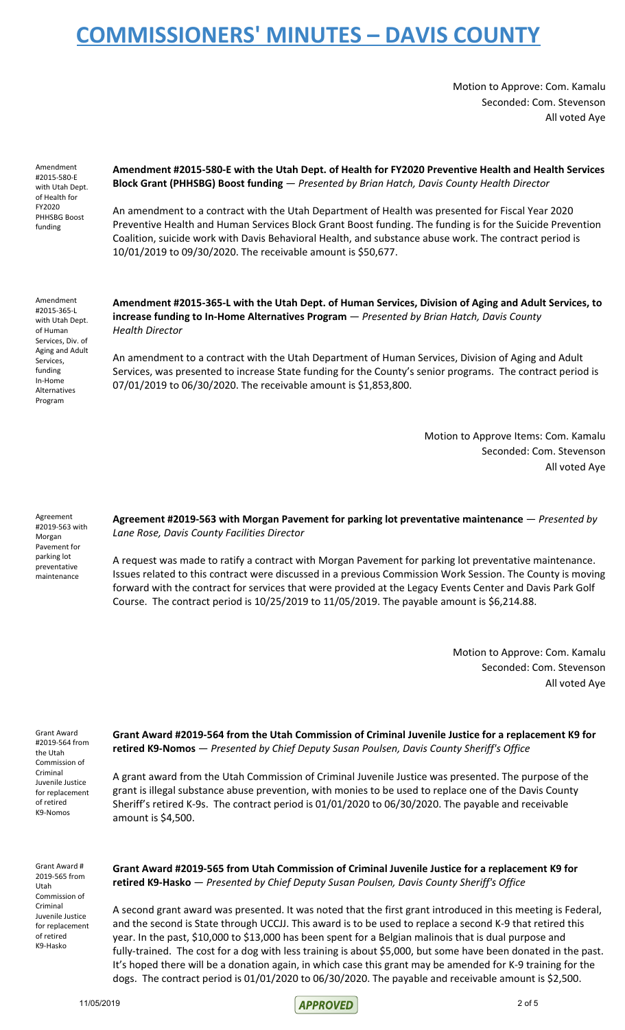Motion to Approve: Com. Kamalu
Seconded: Com. Stevenson
All voted Aye

Amendment #2015-580-E with Utah Dept. of Health for FY2020 PHHSBG Boost funding

**Amendment #2015-580-E with the Utah Dept. of Health for FY2020 Preventive Health and Health Services Block Grant (PHHSBG) Boost funding** — *Presented by Brian Hatch, Davis County Health Director*

An amendment to a contract with the Utah Department of Health was presented for Fiscal Year 2020 Preventive Health and Human Services Block Grant Boost funding. The funding is for the Suicide Prevention Coalition, suicide work with Davis Behavioral Health, and substance abuse work. The contract period is 10/01/2019 to 09/30/2020. The receivable amount is $50,677.

Amendment #2015-365-L with Utah Dept. of Human Services, Div. of Aging and Adult Services, funding In-Home Alternatives Program

**Amendment #2015-365-L with the Utah Dept. of Human Services, Division of Aging and Adult Services, to increase funding to In-Home Alternatives Program** — *Presented by Brian Hatch, Davis County Health Director*

An amendment to a contract with the Utah Department of Human Services, Division of Aging and Adult Services, was presented to increase State funding for the County's senior programs. The contract period is 07/01/2019 to 06/30/2020. The receivable amount is $1,853,800.

Motion to Approve Items: Com. Kamalu
Seconded: Com. Stevenson
All voted Aye

Agreement #2019-563 with Morgan Pavement for parking lot preventative maintenance

**Agreement #2019-563 with Morgan Pavement for parking lot preventative maintenance** — *Presented by Lane Rose, Davis County Facilities Director*

A request was made to ratify a contract with Morgan Pavement for parking lot preventative maintenance. Issues related to this contract were discussed in a previous Commission Work Session. The County is moving forward with the contract for services that were provided at the Legacy Events Center and Davis Park Golf Course. The contract period is 10/25/2019 to 11/05/2019. The payable amount is $6,214.88.

Motion to Approve: Com. Kamalu
Seconded: Com. Stevenson
All voted Aye

Grant Award #2019-564 from the Utah Commission of Criminal Juvenile Justice for replacement of retired K9-Nomos

**Grant Award #2019-564 from the Utah Commission of Criminal Juvenile Justice for a replacement K9 for retired K9-Nomos** — *Presented by Chief Deputy Susan Poulsen, Davis County Sheriff's Office*

A grant award from the Utah Commission of Criminal Juvenile Justice was presented. The purpose of the grant is illegal substance abuse prevention, with monies to be used to replace one of the Davis County Sheriff's retired K-9s. The contract period is 01/01/2020 to 06/30/2020. The payable and receivable amount is $4,500.

Grant Award # 2019-565 from Utah Commission of Criminal Juvenile Justice for replacement of retired K9-Hasko

**Grant Award #2019-565 from Utah Commission of Criminal Juvenile Justice for a replacement K9 for retired K9-Hasko** — *Presented by Chief Deputy Susan Poulsen, Davis County Sheriff's Office*

A second grant award was presented. It was noted that the first grant introduced in this meeting is Federal, and the second is State through UCCJJ. This award is to be used to replace a second K-9 that retired this year. In the past, $10,000 to $13,000 has been spent for a Belgian malinois that is dual purpose and fully-trained. The cost for a dog with less training is about $5,000, but some have been donated in the past. It's hoped there will be a donation again, in which case this grant may be amended for K-9 training for the dogs. The contract period is 01/01/2020 to 06/30/2020. The payable and receivable amount is $2,500.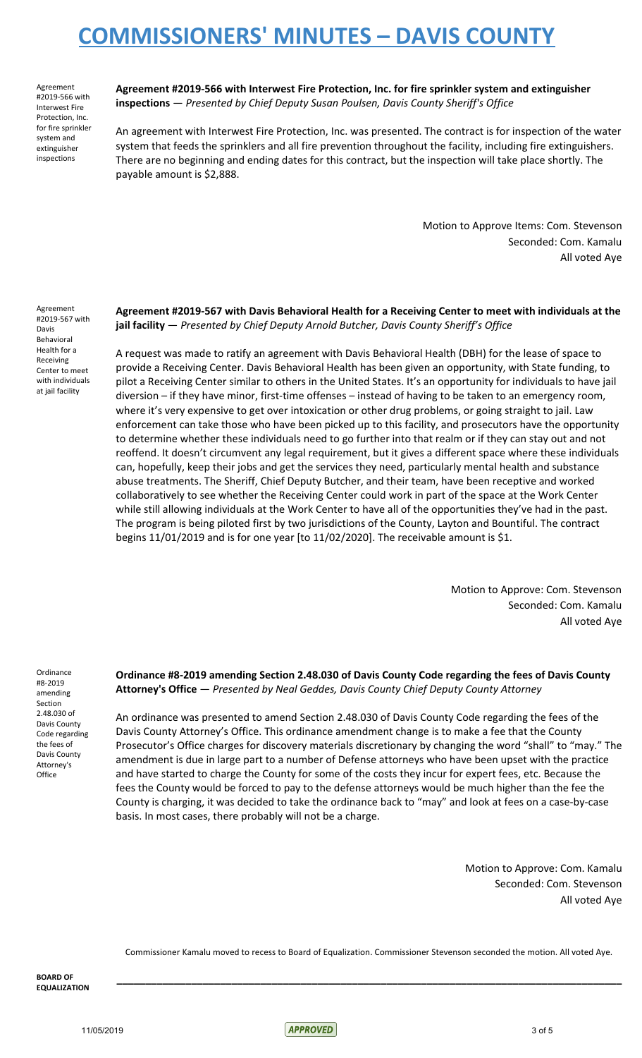Agreement #2019-566 with Interwest Fire Protection, Inc. for fire sprinkler system and extinguisher inspections

**Agreement #2019-566 with Interwest Fire Protection, Inc. for fire sprinkler system and extinguisher inspections** — *Presented by Chief Deputy Susan Poulsen, Davis County Sheriff's Office*

An agreement with Interwest Fire Protection, Inc. was presented. The contract is for inspection of the water system that feeds the sprinklers and all fire prevention throughout the facility, including fire extinguishers. There are no beginning and ending dates for this contract, but the inspection will take place shortly. The payable amount is $2,888.

Motion to Approve Items: Com. Stevenson
Seconded: Com. Kamalu
All voted Aye

Agreement #2019-567 with Davis Behavioral Health for a Receiving Center to meet with individuals at jail facility

**Agreement #2019-567 with Davis Behavioral Health for a Receiving Center to meet with individuals at the jail facility** — *Presented by Chief Deputy Arnold Butcher, Davis County Sheriff's Office*

A request was made to ratify an agreement with Davis Behavioral Health (DBH) for the lease of space to provide a Receiving Center. Davis Behavioral Health has been given an opportunity, with State funding, to pilot a Receiving Center similar to others in the United States. It's an opportunity for individuals to have jail diversion – if they have minor, first-time offenses – instead of having to be taken to an emergency room, where it's very expensive to get over intoxication or other drug problems, or going straight to jail. Law enforcement can take those who have been picked up to this facility, and prosecutors have the opportunity to determine whether these individuals need to go further into that realm or if they can stay out and not reoffend. It doesn't circumvent any legal requirement, but it gives a different space where these individuals can, hopefully, keep their jobs and get the services they need, particularly mental health and substance abuse treatments. The Sheriff, Chief Deputy Butcher, and their team, have been receptive and worked collaboratively to see whether the Receiving Center could work in part of the space at the Work Center while still allowing individuals at the Work Center to have all of the opportunities they've had in the past. The program is being piloted first by two jurisdictions of the County, Layton and Bountiful. The contract begins 11/01/2019 and is for one year [to 11/02/2020]. The receivable amount is $1.

Motion to Approve: Com. Stevenson
Seconded: Com. Kamalu
All voted Aye

Ordinance #8-2019 amending Section 2.48.030 of Davis County Code regarding the fees of Davis County Attorney's Office

**Ordinance #8-2019 amending Section 2.48.030 of Davis County Code regarding the fees of Davis County Attorney's Office** — *Presented by Neal Geddes, Davis County Chief Deputy County Attorney*

An ordinance was presented to amend Section 2.48.030 of Davis County Code regarding the fees of the Davis County Attorney's Office. This ordinance amendment change is to make a fee that the County Prosecutor's Office charges for discovery materials discretionary by changing the word "shall" to "may." The amendment is due in large part to a number of Defense attorneys who have been upset with the practice and have started to charge the County for some of the costs they incur for expert fees, etc. Because the fees the County would be forced to pay to the defense attorneys would be much higher than the fee the County is charging, it was decided to take the ordinance back to "may" and look at fees on a case-by-case basis. In most cases, there probably will not be a charge.

Motion to Approve: Com. Kamalu
Seconded: Com. Stevenson
All voted Aye

Commissioner Kamalu moved to recess to Board of Equalization. Commissioner Stevenson seconded the motion. All voted Aye.

**BOARD OF EQUALIZATION**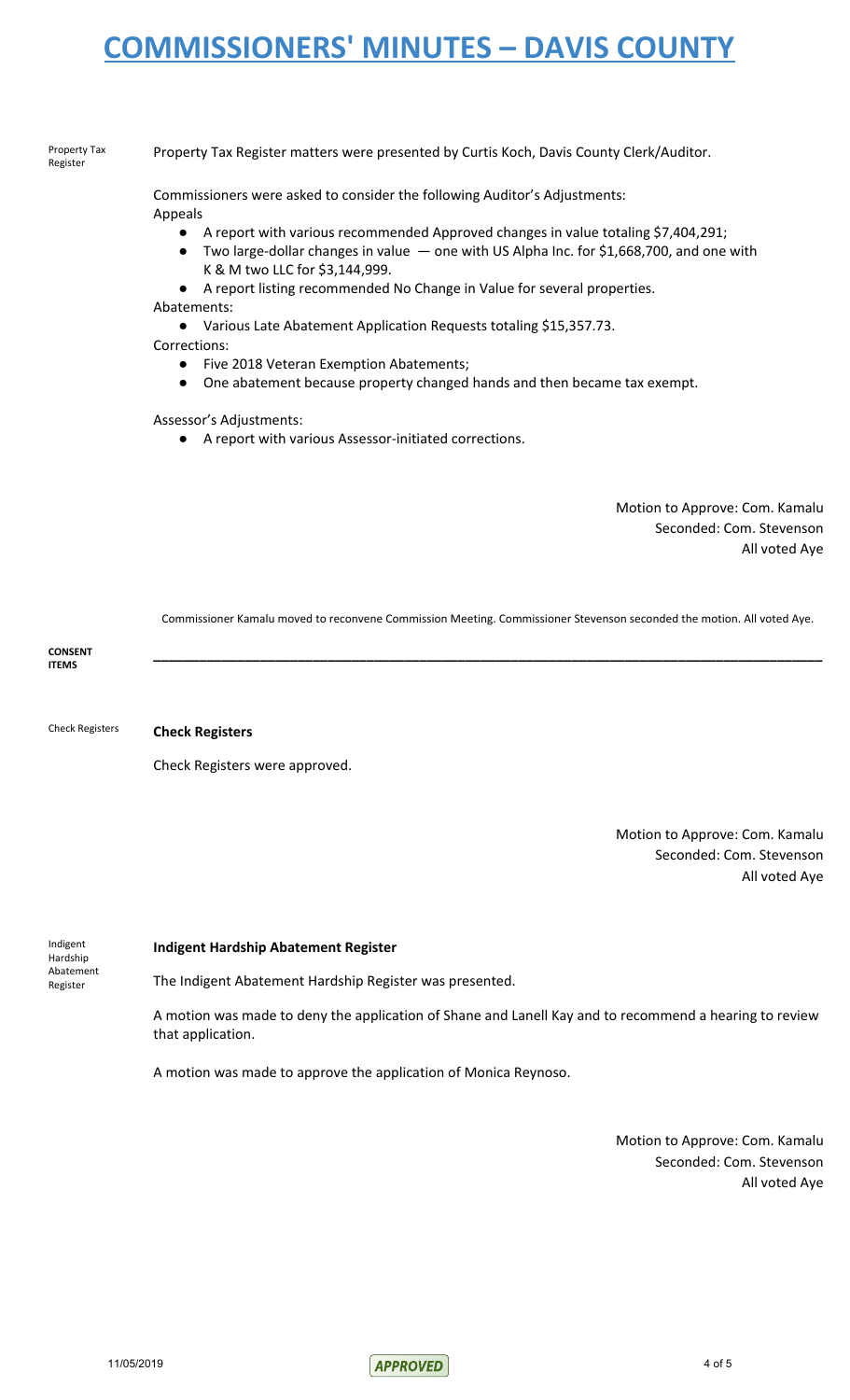# COMMISSIONERS' MINUTES – DAVIS COUNTY

Property Tax Register

Property Tax Register matters were presented by Curtis Koch, Davis County Clerk/Auditor.

Commissioners were asked to consider the following Auditor's Adjustments:

Appeals

- A report with various recommended Approved changes in value totaling $7,404,291;
- Two large-dollar changes in value — one with US Alpha Inc. for $1,668,700, and one with K & M two LLC for $3,144,999.
- A report listing recommended No Change in Value for several properties.

Abatements:

- Various Late Abatement Application Requests totaling $15,357.73.

Corrections:

- Five 2018 Veteran Exemption Abatements;
- One abatement because property changed hands and then became tax exempt.

Assessor's Adjustments:

- A report with various Assessor-initiated corrections.

Motion to Approve: Com. Kamalu
Seconded: Com. Stevenson
All voted Aye

Commissioner Kamalu moved to reconvene Commission Meeting. Commissioner Stevenson seconded the motion. All voted Aye.

**CONSENT ITEMS**

---

Check Registers

**Check Registers**

Check Registers were approved.

Motion to Approve: Com. Kamalu
Seconded: Com. Stevenson
All voted Aye

Indigent Hardship Abatement Register

**Indigent Hardship Abatement Register**

The Indigent Abatement Hardship Register was presented.

A motion was made to deny the application of Shane and Lanell Kay and to recommend a hearing to review that application.

A motion was made to approve the application of Monica Reynoso.

Motion to Approve: Com. Kamalu
Seconded: Com. Stevenson
All voted Aye

11/05/2019 **APPROVED**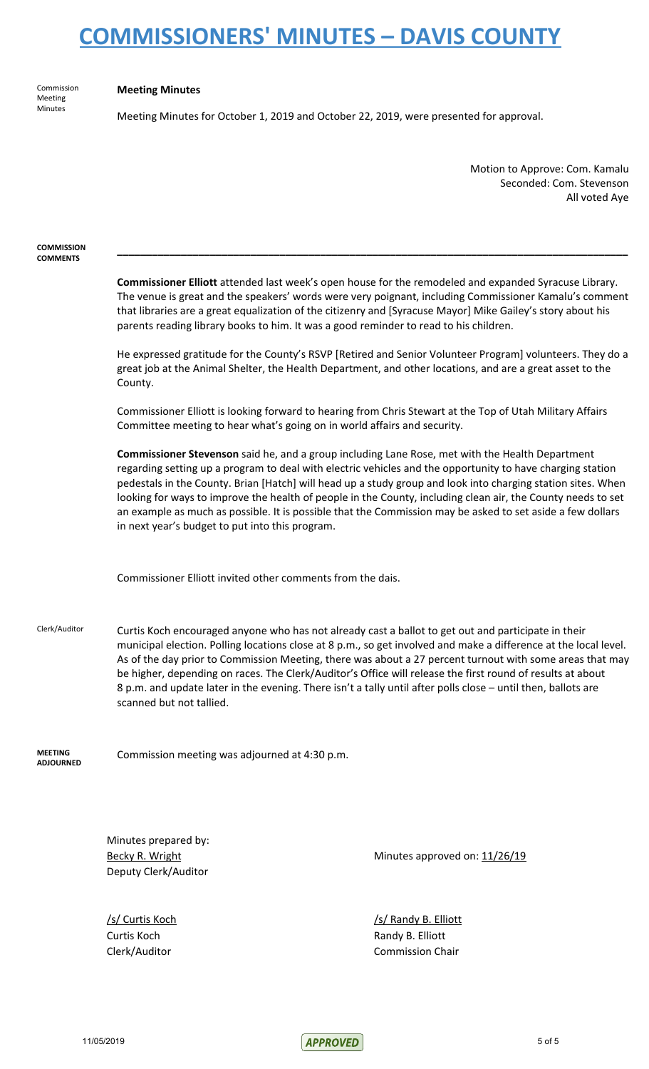Commission Meeting Minutes

**Meeting Minutes**

Meeting Minutes for October 1, 2019 and October 22, 2019, were presented for approval.

Motion to Approve: Com. Kamalu
Seconded: Com. Stevenson
All voted Aye

**COMMISSION COMMENTS**

---

**Commissioner Elliott** attended last week's open house for the remodeled and expanded Syracuse Library. The venue is great and the speakers' words were very poignant, including Commissioner Kamalu's comment that libraries are a great equalization of the citizenry and [Syracuse Mayor] Mike Gailey's story about his parents reading library books to him. It was a good reminder to read to his children.

He expressed gratitude for the County's RSVP [Retired and Senior Volunteer Program] volunteers. They do a great job at the Animal Shelter, the Health Department, and other locations, and are a great asset to the County.

Commissioner Elliott is looking forward to hearing from Chris Stewart at the Top of Utah Military Affairs Committee meeting to hear what's going on in world affairs and security.

**Commissioner Stevenson** said he, and a group including Lane Rose, met with the Health Department regarding setting up a program to deal with electric vehicles and the opportunity to have charging station pedestals in the County. Brian [Hatch] will head up a study group and look into charging station sites. When looking for ways to improve the health of people in the County, including clean air, the County needs to set an example as much as possible. It is possible that the Commission may be asked to set aside a few dollars in next year's budget to put into this program.

Commissioner Elliott invited other comments from the dais.

Clerk/Auditor

Curtis Koch encouraged anyone who has not already cast a ballot to get out and participate in their municipal election. Polling locations close at 8 p.m., so get involved and make a difference at the local level. As of the day prior to Commission Meeting, there was about a 27 percent turnout with some areas that may be higher, depending on races. The Clerk/Auditor's Office will release the first round of results at about 8 p.m. and update later in the evening. There isn't a tally until after polls close – until then, ballots are scanned but not tallied.

**MEETING ADJOURNED**

Commission meeting was adjourned at 4:30 p.m.

Minutes prepared by:
Becky R. Wright
Deputy Clerk/Auditor

Minutes approved on: 11/26/19

/s/ Curtis Koch
Curtis Koch
Clerk/Auditor

/s/ Randy B. Elliott
Randy B. Elliott
Commission Chair